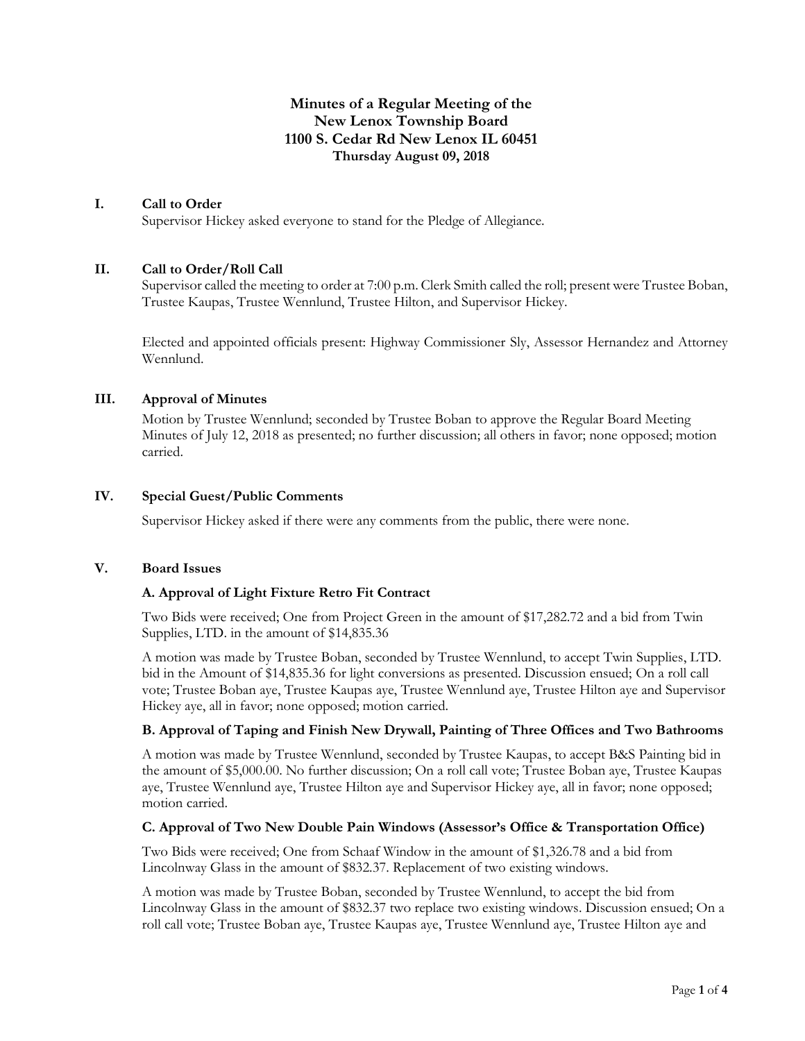# Minutes of a Regular Meeting of the New Lenox Township Board
## 1100 S. Cedar Rd New Lenox IL 60451
### Thursday August 09, 2018

## I. Call to Order

Supervisor Hickey asked everyone to stand for the Pledge of Allegiance.

## II. Call to Order/Roll Call

Supervisor called the meeting to order at 7:00 p.m. Clerk Smith called the roll; present were Trustee Boban, Trustee Kaupas, Trustee Wennlund, Trustee Hilton, and Supervisor Hickey.

Elected and appointed officials present: Highway Commissioner Sly, Assessor Hernandez and Attorney Wennlund.

## III. Approval of Minutes

Motion by Trustee Wennlund; seconded by Trustee Boban to approve the Regular Board Meeting Minutes of July 12, 2018 as presented; no further discussion; all others in favor; none opposed; motion carried.

## IV. Special Guest/Public Comments

Supervisor Hickey asked if there were any comments from the public, there were none.

## V. Board Issues

### A. Approval of Light Fixture Retro Fit Contract

Two Bids were received; One from Project Green in the amount of $17,282.72 and a bid from Twin Supplies, LTD. in the amount of $14,835.36

A motion was made by Trustee Boban, seconded by Trustee Wennlund, to accept Twin Supplies, LTD. bid in the Amount of $14,835.36 for light conversions as presented. Discussion ensued; On a roll call vote; Trustee Boban aye, Trustee Kaupas aye, Trustee Wennlund aye, Trustee Hilton aye and Supervisor Hickey aye, all in favor; none opposed; motion carried.

### B. Approval of Taping and Finish New Drywall, Painting of Three Offices and Two Bathrooms

A motion was made by Trustee Wennlund, seconded by Trustee Kaupas, to accept B&S Painting bid in the amount of $5,000.00. No further discussion; On a roll call vote; Trustee Boban aye, Trustee Kaupas aye, Trustee Wennlund aye, Trustee Hilton aye and Supervisor Hickey aye, all in favor; none opposed; motion carried.

### C. Approval of Two New Double Pain Windows (Assessor's Office & Transportation Office)

Two Bids were received; One from Schaaf Window in the amount of $1,326.78 and a bid from Lincolnway Glass in the amount of $832.37. Replacement of two existing windows.

A motion was made by Trustee Boban, seconded by Trustee Wennlund, to accept the bid from Lincolnway Glass in the amount of $832.37 two replace two existing windows. Discussion ensued; On a roll call vote; Trustee Boban aye, Trustee Kaupas aye, Trustee Wennlund aye, Trustee Hilton aye and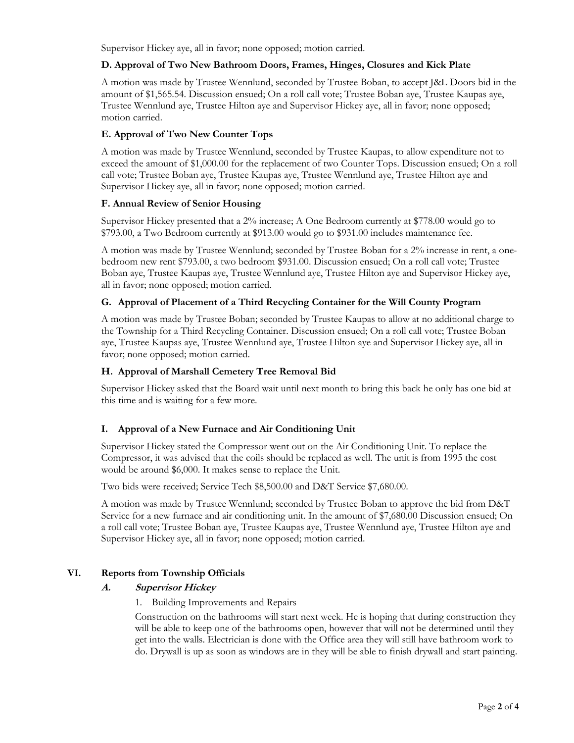Supervisor Hickey aye, all in favor; none opposed; motion carried.

### D. Approval of Two New Bathroom Doors, Frames, Hinges, Closures and Kick Plate

A motion was made by Trustee Wennlund, seconded by Trustee Boban, to accept J&L Doors bid in the amount of $1,565.54. Discussion ensued; On a roll call vote; Trustee Boban aye, Trustee Kaupas aye, Trustee Wennlund aye, Trustee Hilton aye and Supervisor Hickey aye, all in favor; none opposed; motion carried.

### E. Approval of Two New Counter Tops

A motion was made by Trustee Wennlund, seconded by Trustee Kaupas, to allow expenditure not to exceed the amount of $1,000.00 for the replacement of two Counter Tops. Discussion ensued; On a roll call vote; Trustee Boban aye, Trustee Kaupas aye, Trustee Wennlund aye, Trustee Hilton aye and Supervisor Hickey aye, all in favor; none opposed; motion carried.

### F. Annual Review of Senior Housing

Supervisor Hickey presented that a 2% increase; A One Bedroom currently at $778.00 would go to $793.00, a Two Bedroom currently at $913.00 would go to $931.00 includes maintenance fee.

A motion was made by Trustee Wennlund; seconded by Trustee Boban for a 2% increase in rent, a one-bedroom new rent $793.00, a two bedroom $931.00. Discussion ensued; On a roll call vote; Trustee Boban aye, Trustee Kaupas aye, Trustee Wennlund aye, Trustee Hilton aye and Supervisor Hickey aye, all in favor; none opposed; motion carried.

### G. Approval of Placement of a Third Recycling Container for the Will County Program

A motion was made by Trustee Boban; seconded by Trustee Kaupas to allow at no additional charge to the Township for a Third Recycling Container. Discussion ensued; On a roll call vote; Trustee Boban aye, Trustee Kaupas aye, Trustee Wennlund aye, Trustee Hilton aye and Supervisor Hickey aye, all in favor; none opposed; motion carried.

### H. Approval of Marshall Cemetery Tree Removal Bid

Supervisor Hickey asked that the Board wait until next month to bring this back he only has one bid at this time and is waiting for a few more.

### I. Approval of a New Furnace and Air Conditioning Unit

Supervisor Hickey stated the Compressor went out on the Air Conditioning Unit. To replace the Compressor, it was advised that the coils should be replaced as well. The unit is from 1995 the cost would be around $6,000. It makes sense to replace the Unit.

Two bids were received; Service Tech $8,500.00 and D&T Service $7,680.00.

A motion was made by Trustee Wennlund; seconded by Trustee Boban to approve the bid from D&T Service for a new furnace and air conditioning unit. In the amount of $7,680.00 Discussion ensued; On a roll call vote; Trustee Boban aye, Trustee Kaupas aye, Trustee Wennlund aye, Trustee Hilton aye and Supervisor Hickey aye, all in favor; none opposed; motion carried.

## VI. Reports from Township Officials

### A. *Supervisor Hickey*

1. Building Improvements and Repairs

Construction on the bathrooms will start next week. He is hoping that during construction they will be able to keep one of the bathrooms open, however that will not be determined until they get into the walls. Electrician is done with the Office area they will still have bathroom work to do. Drywall is up as soon as windows are in they will be able to finish drywall and start painting.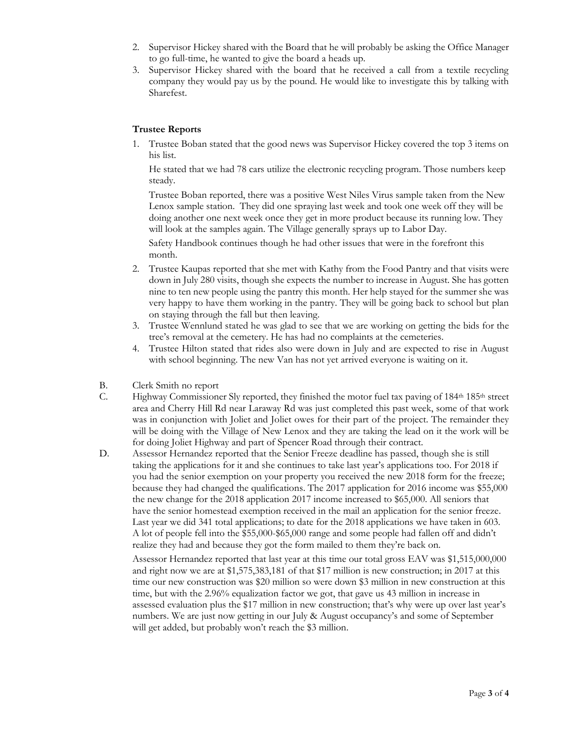2. Supervisor Hickey shared with the Board that he will probably be asking the Office Manager to go full-time, he wanted to give the board a heads up.
3. Supervisor Hickey shared with the board that he received a call from a textile recycling company they would pay us by the pound. He would like to investigate this by talking with Sharefest.

**Trustee Reports**

1. Trustee Boban stated that the good news was Supervisor Hickey covered the top 3 items on his list.

   He stated that we had 78 cars utilize the electronic recycling program. Those numbers keep steady.

   Trustee Boban reported, there was a positive West Niles Virus sample taken from the New Lenox sample station. They did one spraying last week and took one week off they will be doing another one next week once they get in more product because its running low. They will look at the samples again. The Village generally sprays up to Labor Day.

   Safety Handbook continues though he had other issues that were in the forefront this month.
2. Trustee Kaupas reported that she met with Kathy from the Food Pantry and that visits were down in July 280 visits, though she expects the number to increase in August. She has gotten nine to ten new people using the pantry this month. Her help stayed for the summer she was very happy to have them working in the pantry. They will be going back to school but plan on staying through the fall but then leaving.
3. Trustee Wennlund stated he was glad to see that we are working on getting the bids for the tree's removal at the cemetery. He has had no complaints at the cemeteries.
4. Trustee Hilton stated that rides also were down in July and are expected to rise in August with school beginning. The new Van has not yet arrived everyone is waiting on it.

B. Clerk Smith no report

C. Highway Commissioner Sly reported, they finished the motor fuel tax paving of 184th 185th street area and Cherry Hill Rd near Laraway Rd was just completed this past week, some of that work was in conjunction with Joliet and Joliet owes for their part of the project. The remainder they will be doing with the Village of New Lenox and they are taking the lead on it the work will be for doing Joliet Highway and part of Spencer Road through their contract.

D. Assessor Hernandez reported that the Senior Freeze deadline has passed, though she is still taking the applications for it and she continues to take last year's applications too. For 2018 if you had the senior exemption on your property you received the new 2018 form for the freeze; because they had changed the qualifications. The 2017 application for 2016 income was $55,000 the new change for the 2018 application 2017 income increased to $65,000. All seniors that have the senior homestead exemption received in the mail an application for the senior freeze. Last year we did 341 total applications; to date for the 2018 applications we have taken in 603. A lot of people fell into the $55,000-$65,000 range and some people had fallen off and didn't realize they had and because they got the form mailed to them they're back on.

   Assessor Hernandez reported that last year at this time our total gross EAV was $1,515,000,000 and right now we are at $1,575,383,181 of that $17 million is new construction; in 2017 at this time our new construction was $20 million so were down $3 million in new construction at this time, but with the 2.96% equalization factor we got, that gave us 43 million in increase in assessed evaluation plus the $17 million in new construction; that's why were up over last year's numbers. We are just now getting in our July & August occupancy's and some of September will get added, but probably won't reach the $3 million.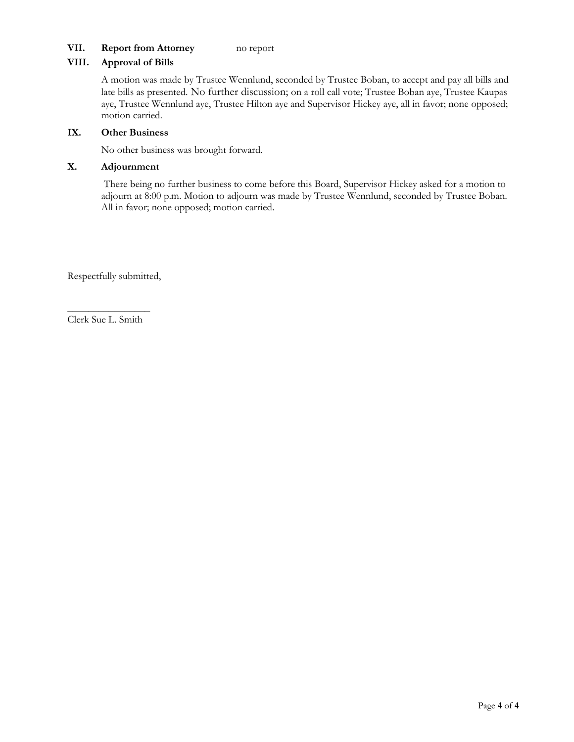**VII. Report from Attorney** no report

**VIII. Approval of Bills**

A motion was made by Trustee Wennlund, seconded by Trustee Boban, to accept and pay all bills and late bills as presented. No further discussion; on a roll call vote; Trustee Boban aye, Trustee Kaupas aye, Trustee Wennlund aye, Trustee Hilton aye and Supervisor Hickey aye, all in favor; none opposed; motion carried.

**IX. Other Business**

No other business was brought forward.

**X. Adjournment**

There being no further business to come before this Board, Supervisor Hickey asked for a motion to adjourn at 8:00 p.m. Motion to adjourn was made by Trustee Wennlund, seconded by Trustee Boban. All in favor; none opposed; motion carried.

Respectfully submitted,

\_\_\_\_\_\_\_\_\_\_\_\_\_\_\_\_\_

Clerk Sue L. Smith